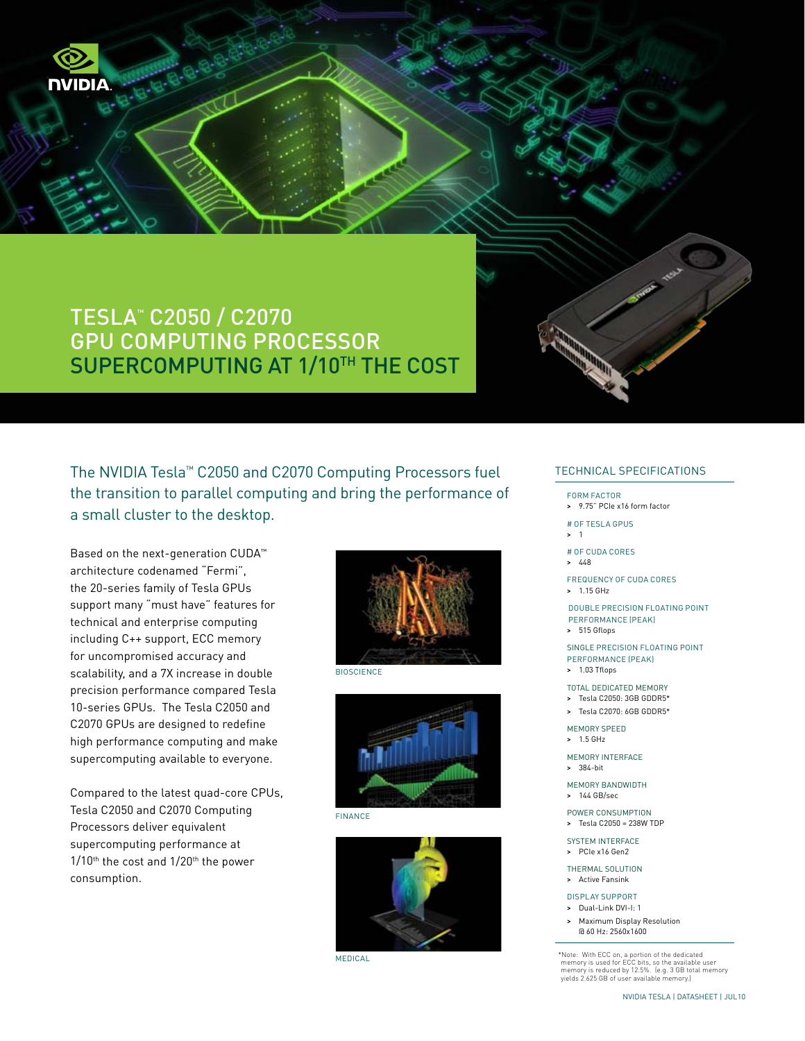# TESLA™ C2050 / C2070 GPU COMPUTING PROCESSOR

## SUPERCOMPUTING AT 1/10TH THE COST

The NVIDIA Tesla™ C2050 and C2070 Computing Processors fuel the transition to parallel computing and bring the performance of a small cluster to the desktop.

Based on the next-generation CUDA™ architecture codenamed "Fermi", the 20-series family of Tesla GPUs support many "must have" features for technical and enterprise computing including C++ support, ECC memory for uncompromised accuracy and scalability, and a 7X increase in double precision performance compared Tesla 10-series GPUs. The Tesla C2050 and C2070 GPUs are designed to redefine high performance computing and make supercomputing available to everyone.

Compared to the latest quad-core CPUs, Tesla C2050 and C2070 Computing Processors deliver equivalent supercomputing performance at 1/10th the cost and 1/20th the power consumption.

BIOSCIENCE

FINANCE

MEDICAL

## TECHNICAL SPECIFICATIONS

FORM FACTOR
- 9.75" PCIe x16 form factor

# OF TESLA GPUS
- 1

# OF CUDA CORES
- 448

FREQUENCY OF CUDA CORES
- 1.15 GHz

DOUBLE PRECISION FLOATING POINT PERFORMANCE (PEAK)
- 515 Gflops

SINGLE PRECISION FLOATING POINT PERFORMANCE (PEAK)
- 1.03 Tflops

TOTAL DEDICATED MEMORY
- Tesla C2050: 3GB GDDR5*
- Tesla C2070: 6GB GDDR5*

MEMORY SPEED
- 1.5 GHz

MEMORY INTERFACE
- 384-bit

MEMORY BANDWIDTH
- 144 GB/sec

POWER CONSUMPTION
- Tesla C2050 = 238W TDP

SYSTEM INTERFACE
- PCIe x16 Gen2

THERMAL SOLUTION
- Active Fansink

DISPLAY SUPPORT
- Dual-Link DVI-I: 1
- Maximum Display Resolution @ 60 Hz: 2560x1600

*Note: With ECC on, a portion of the dedicated memory is used for ECC bits, so the available user memory is reduced by 12.5%. (e.g. 3 GB total memory yields 2.625 GB of user available memory.)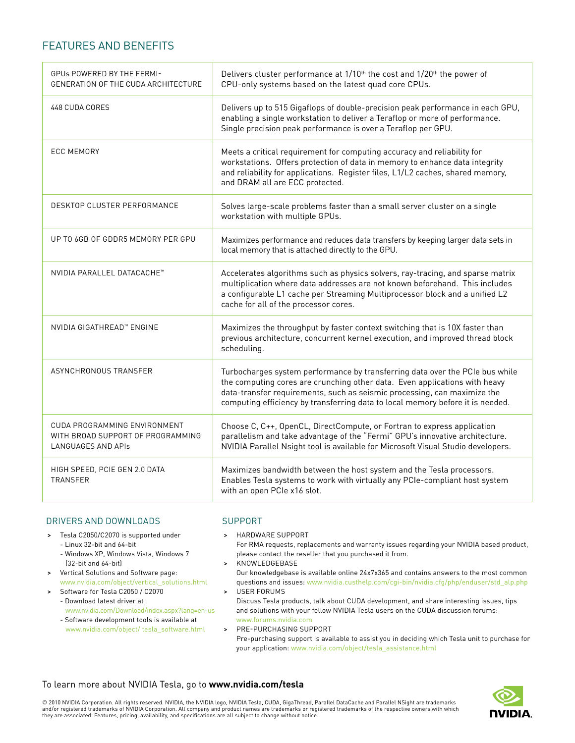## FEATURES AND BENEFITS

| | |
|---|---|
| GPUs POWERED BY THE FERMI-GENERATION OF THE CUDA ARCHITECTURE | Delivers cluster performance at 1/10th the cost and 1/20th the power of CPU-only systems based on the latest quad core CPUs. |
| 448 CUDA CORES | Delivers up to 515 Gigaflops of double-precision peak performance in each GPU, enabling a single workstation to deliver a Teraflop or more of performance. Single precision peak performance is over a Teraflop per GPU. |
| ECC MEMORY | Meets a critical requirement for computing accuracy and reliability for workstations. Offers protection of data in memory to enhance data integrity and reliability for applications. Register files, L1/L2 caches, shared memory, and DRAM all are ECC protected. |
| DESKTOP CLUSTER PERFORMANCE | Solves large-scale problems faster than a small server cluster on a single workstation with multiple GPUs. |
| UP TO 6GB OF GDDR5 MEMORY PER GPU | Maximizes performance and reduces data transfers by keeping larger data sets in local memory that is attached directly to the GPU. |
| NVIDIA PARALLEL DATACACHE™ | Accelerates algorithms such as physics solvers, ray-tracing, and sparse matrix multiplication where data addresses are not known beforehand. This includes a configurable L1 cache per Streaming Multiprocessor block and a unified L2 cache for all of the processor cores. |
| NVIDIA GIGATHREAD™ ENGINE | Maximizes the throughput by faster context switching that is 10X faster than previous architecture, concurrent kernel execution, and improved thread block scheduling. |
| ASYNCHRONOUS TRANSFER | Turbocharges system performance by transferring data over the PCIe bus while the computing cores are crunching other data. Even applications with heavy data-transfer requirements, such as seismic processing, can maximize the computing efficiency by transferring data to local memory before it is needed. |
| CUDA PROGRAMMING ENVIRONMENT WITH BROAD SUPPORT OF PROGRAMMING LANGUAGES AND APIs | Choose C, C++, OpenCL, DirectCompute, or Fortran to express application parallelism and take advantage of the "Fermi" GPU's innovative architecture. NVIDIA Parallel Nsight tool is available for Microsoft Visual Studio developers. |
| HIGH SPEED, PCIE GEN 2.0 DATA TRANSFER | Maximizes bandwidth between the host system and the Tesla processors. Enables Tesla systems to work with virtually any PCIe-compliant host system with an open PCIe x16 slot. |

## DRIVERS AND DOWNLOADS

- Tesla C2050/C2070 is supported under
  - Linux 32-bit and 64-bit
  - Windows XP, Windows Vista, Windows 7 (32-bit and 64-bit)
- Vertical Solutions and Software page: www.nvidia.com/object/vertical_solutions.html
- Software for Tesla C2050 / C2070
  - Download latest driver at www.nvidia.com/Download/index.aspx?lang=en-us
  - Software development tools is available at www.nvidia.com/object/ tesla_software.html

## SUPPORT

- HARDWARE SUPPORT
  For RMA requests, replacements and warranty issues regarding your NVIDIA based product, please contact the reseller that you purchased it from.
- KNOWLEDGEBASE
  Our knowledgebase is available online 24x7x365 and contains answers to the most common questions and issues: www.nvidia.custhelp.com/cgi-bin/nvidia.cfg/php/enduser/std_alp.php
- USER FORUMS
  Discuss Tesla products, talk about CUDA development, and share interesting issues, tips and solutions with your fellow NVIDIA Tesla users on the CUDA discussion forums: www.forums.nvidia.com
- PRE-PURCHASING SUPPORT
  Pre-purchasing support is available to assist you in deciding which Tesla unit to purchase for your application: www.nvidia.com/object/tesla_assistance.html

To learn more about NVIDIA Tesla, go to **www.nvidia.com/tesla**

© 2010 NVIDIA Corporation. All rights reserved. NVIDIA, the NVIDIA logo, NVIDIA Tesla, CUDA, GigaThread, Parallel DataCache and Parallel NSight are trademarks and/or registered trademarks of NVIDIA Corporation. All company and product names are trademarks or registered trademarks of the respective owners with which they are associated. Features, pricing, availability, and specifications are all subject to change without notice.

NVIDIA.